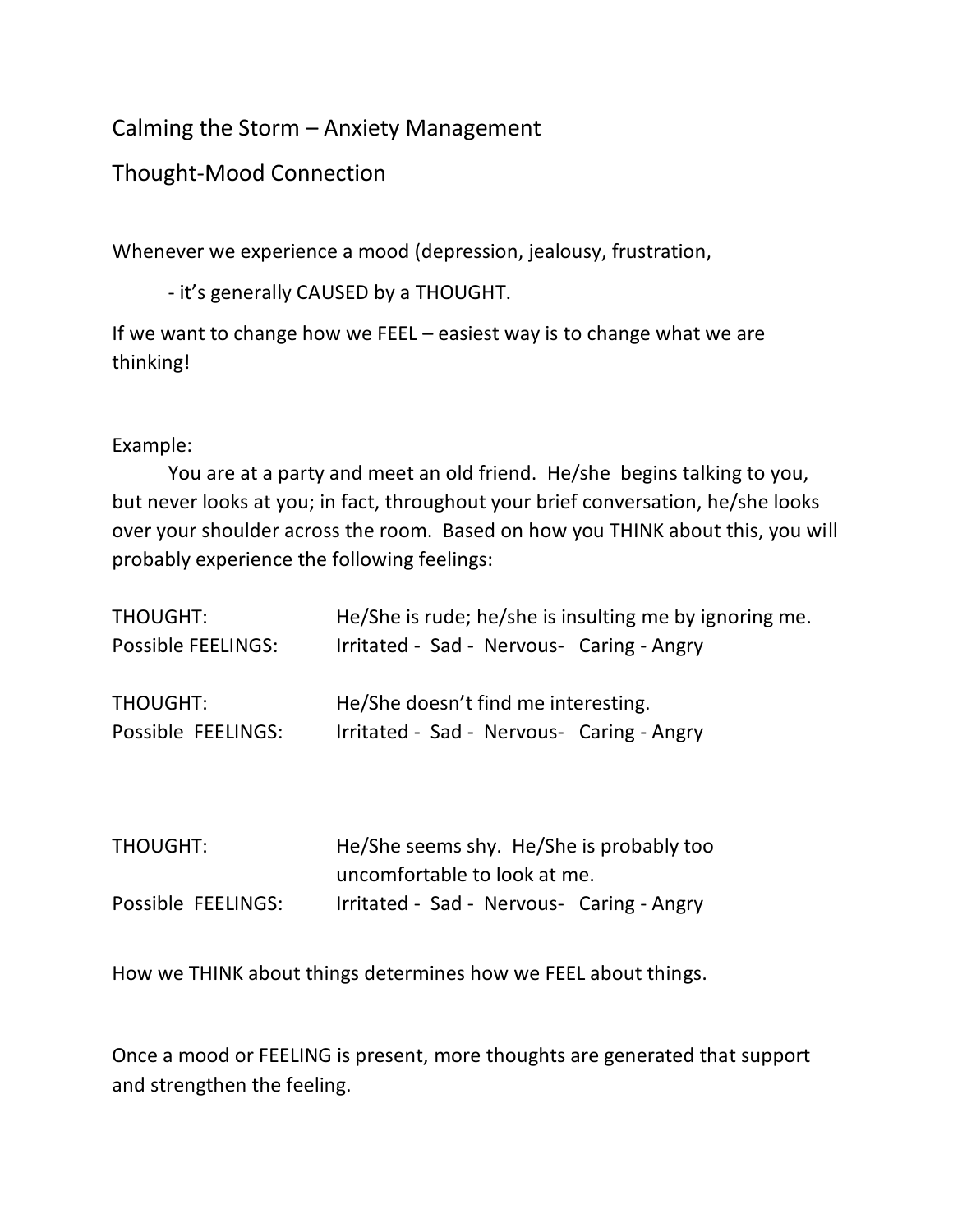# Calming the Storm – Anxiety Management

## Thought-Mood Connection

Whenever we experience a mood (depression, jealousy, frustration,

- it's generally CAUSED by a THOUGHT.

If we want to change how we FEEL – easiest way is to change what we are thinking!

Example:

You are at a party and meet an old friend. He/she begins talking to you, but never looks at you; in fact, throughout your brief conversation, he/she looks over your shoulder across the room. Based on how you THINK about this, you will probably experience the following feelings:

| | |
|---|---|
| THOUGHT: | He/She is rude; he/she is insulting me by ignoring me. |
| Possible FEELINGS: | Irritated - Sad - Nervous- Caring - Angry |
| THOUGHT: | He/She doesn't find me interesting. |
| Possible FEELINGS: | Irritated - Sad - Nervous- Caring - Angry |
| THOUGHT: | He/She seems shy. He/She is probably too uncomfortable to look at me. |
| Possible FEELINGS: | Irritated - Sad - Nervous- Caring - Angry |

How we THINK about things determines how we FEEL about things.

Once a mood or FEELING is present, more thoughts are generated that support and strengthen the feeling.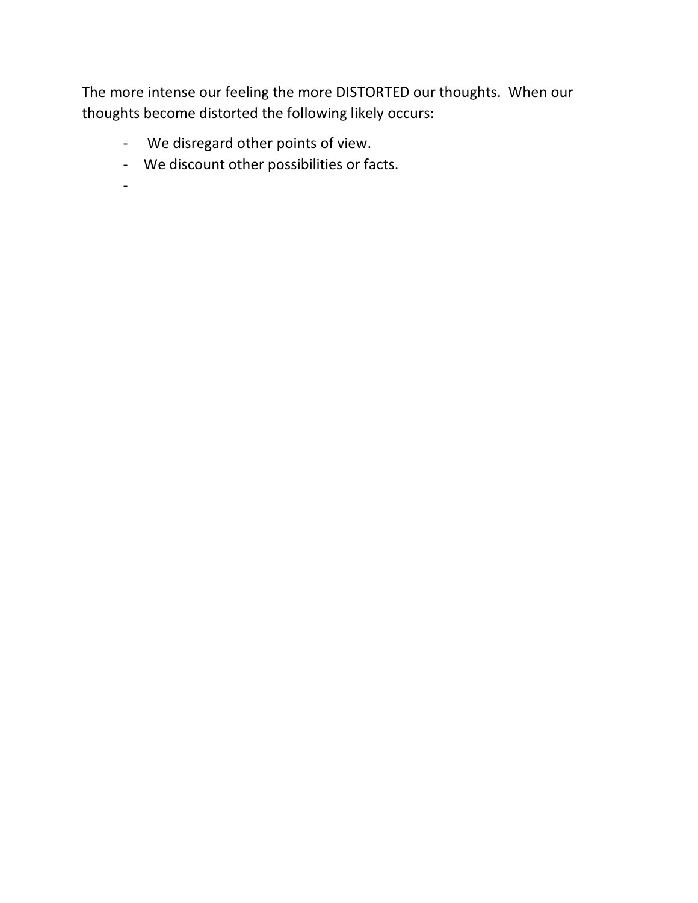The more intense our feeling the more DISTORTED our thoughts. When our thoughts become distorted the following likely occurs:

- We disregard other points of view.
- We discount other possibilities or facts.
-